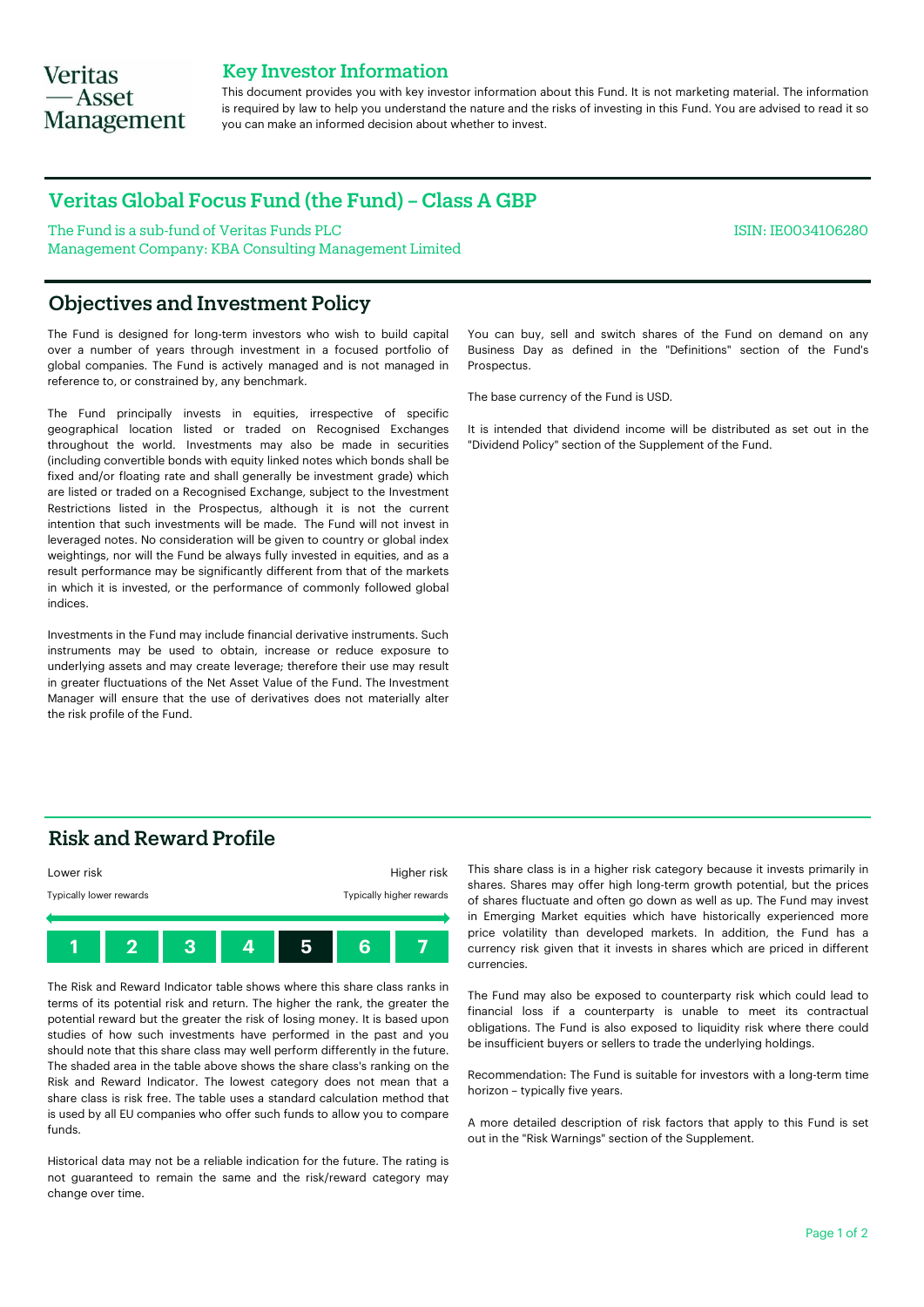Veritas — Asset Management

## Key Investor Information

This document provides you with key investor information about this Fund. It is not marketing material. The information is required by law to help you understand the nature and the risks of investing in this Fund. You are advised to read it so you can make an informed decision about whether to invest.

# Veritas Global Focus Fund (the Fund) – Class A GBP

The Fund is a sub-fund of Veritas Funds PLC

Management Company: KBA Consulting Management Limited

ISIN: IE0034106280

## Objectives and Investment Policy

The Fund is designed for long-term investors who wish to build capital over a number of years through investment in a focused portfolio of global companies. The Fund is actively managed and is not managed in reference to, or constrained by, any benchmark.

The Fund principally invests in equities, irrespective of specific geographical location listed or traded on Recognised Exchanges throughout the world. Investments may also be made in securities (including convertible bonds with equity linked notes which bonds shall be fixed and/or floating rate and shall generally be investment grade) which are listed or traded on a Recognised Exchange, subject to the Investment Restrictions listed in the Prospectus, although it is not the current intention that such investments will be made. The Fund will not invest in leveraged notes. No consideration will be given to country or global index weightings, nor will the Fund be always fully invested in equities, and as a result performance may be significantly different from that of the markets in which it is invested, or the performance of commonly followed global indices.

Investments in the Fund may include financial derivative instruments. Such instruments may be used to obtain, increase or reduce exposure to underlying assets and may create leverage; therefore their use may result in greater fluctuations of the Net Asset Value of the Fund. The Investment Manager will ensure that the use of derivatives does not materially alter the risk profile of the Fund.

You can buy, sell and switch shares of the Fund on demand on any Business Day as defined in the "Definitions" section of the Fund's Prospectus.

The base currency of the Fund is USD.

It is intended that dividend income will be distributed as set out in the "Dividend Policy" section of the Supplement of the Fund.

## Risk and Reward Profile

Lower risk — Higher risk

Typically lower rewards — Typically higher rewards

| 1 | 2 | 3 | 4 | **5** | 6 | 7 |
|---|---|---|---|---|---|---|

The Risk and Reward Indicator table shows where this share class ranks in terms of its potential risk and return. The higher the rank, the greater the potential reward but the greater the risk of losing money. It is based upon studies of how such investments have performed in the past and you should note that this share class may well perform differently in the future. The shaded area in the table above shows the share class's ranking on the Risk and Reward Indicator. The lowest category does not mean that a share class is risk free. The table uses a standard calculation method that is used by all EU companies who offer such funds to allow you to compare funds.

Historical data may not be a reliable indication for the future. The rating is not guaranteed to remain the same and the risk/reward category may change over time.

This share class is in a higher risk category because it invests primarily in shares. Shares may offer high long-term growth potential, but the prices of shares fluctuate and often go down as well as up. The Fund may invest in Emerging Market equities which have historically experienced more price volatility than developed markets. In addition, the Fund has a currency risk given that it invests in shares which are priced in different currencies.

The Fund may also be exposed to counterparty risk which could lead to financial loss if a counterparty is unable to meet its contractual obligations. The Fund is also exposed to liquidity risk where there could be insufficient buyers or sellers to trade the underlying holdings.

Recommendation: The Fund is suitable for investors with a long-term time horizon – typically five years.

A more detailed description of risk factors that apply to this Fund is set out in the "Risk Warnings" section of the Supplement.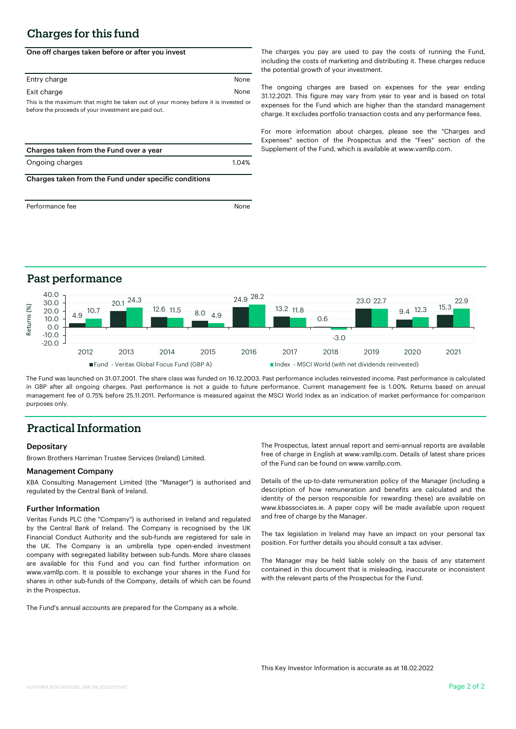## Charges for this fund

| One off charges taken before or after you invest | |
|---|---|
| Entry charge | None |
| Exit charge | None |

This is the maximum that might be taken out of your money before it is invested or before the proceeds of your investment are paid out.

| Charges taken from the Fund over a year | |
|---|---|
| Ongoing charges | 1.04% |

| Charges taken from the Fund under specific conditions | |
|---|---|
| Performance fee | None |

The charges you pay are used to pay the costs of running the Fund, including the costs of marketing and distributing it. These charges reduce the potential growth of your investment.

The ongoing charges are based on expenses for the year ending 31.12.2021. This figure may vary from year to year and is based on total expenses for the Fund which are higher than the standard management charge. It excludes portfolio transaction costs and any performance fees.

For more information about charges, please see the "Charges and Expenses" section of the Prospectus and the "Fees" section of the Supplement of the Fund, which is available at www.vamllp.com.

## Past performance

Returns (%)

40.0
30.0
20.0
10.0
0.0
-10.0
-20.0

4.9 10.7
20.1 24.3
12.6 11.5
8.0 4.9
24.9 28.2
13.2 11.8
0.6 -3.0
23.0 22.7
9.4 12.3
15.3 22.9

2012 2013 2014 2015 2016 2017 2018 2019 2020 2021

Fund - Veritas Global Focus Fund (GBP A)
Index - MSCI World (with net dividends reinvested)

The Fund was launched on 31.07.2001. The share class was funded on 16.12.2003. Past performance includes reinvested income. Past performance is calculated in GBP after all ongoing charges. Past performance is not a guide to future performance. Current management fee is 1.00%. Returns based on annual management fee of 0.75% before 25.11.2011. Performance is measured against the MSCI World Index as an indication of market performance for comparison purposes only.

## Practical Information

### Depositary

Brown Brothers Harriman Trustee Services (Ireland) Limited.

### Management Company

KBA Consulting Management Limited (the "Manager") is authorised and regulated by the Central Bank of Ireland.

### Further Information

Veritas Funds PLC (the "Company") is authorised in Ireland and regulated by the Central Bank of Ireland. The Company is recognised by the UK Financial Conduct Authority and the sub-funds are registered for sale in the UK. The Company is an umbrella type open-ended investment company with segregated liability between sub-funds. More share classes are available for this Fund and you can find further information on www.vamllp.com. It is possible to exchange your shares in the Fund for shares in other sub-funds of the Company, details of which can be found in the Prospectus.

The Fund's annual accounts are prepared for the Company as a whole.

The Prospectus, latest annual report and semi-annual reports are available free of charge in English at www.vamllp.com. Details of latest share prices of the Fund can be found on www.vamllp.com.

Details of the up-to-date remuneration policy of the Manager (including a description of how remuneration and benefits are calculated and the identity of the person responsible for rewarding these) are available on www.kbassociates.ie. A paper copy will be made available upon request and free of charge by the Manager.

The tax legislation in Ireland may have an impact on your personal tax position. For further details you should consult a tax adviser.

The Manager may be held liable solely on the basis of any statement contained in this document that is misleading, inaccurate or inconsistent with the relevant parts of the Prospectus for the Fund.

This Key Investor Information is accurate as at 18.02.2022